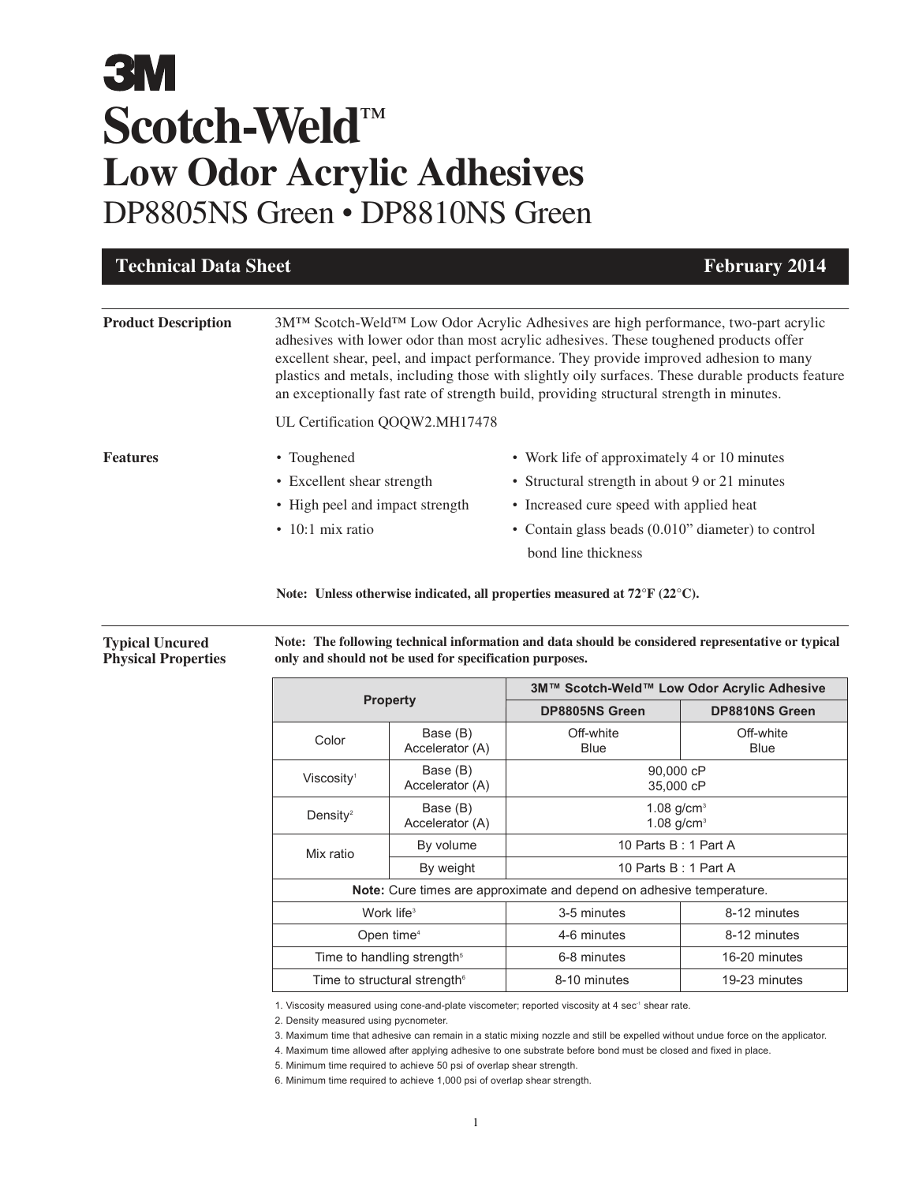# 3M

# Scotch-Weld™

## Low Odor Acrylic Adhesives

DP8805NS Green • DP8810NS Green

**Technical Data Sheet** **February 2014**

---

**Product Description**

3M™ Scotch-Weld™ Low Odor Acrylic Adhesives are high performance, two-part acrylic adhesives with lower odor than most acrylic adhesives. These toughened products offer excellent shear, peel, and impact performance. They provide improved adhesion to many plastics and metals, including those with slightly oily surfaces. These durable products feature an exceptionally fast rate of strength build, providing structural strength in minutes.

UL Certification QOQW2.MH17478

**Features**

- Toughened
- Excellent shear strength
- High peel and impact strength
- 10:1 mix ratio
- Work life of approximately 4 or 10 minutes
- Structural strength in about 9 or 21 minutes
- Increased cure speed with applied heat
- Contain glass beads (0.010" diameter) to control bond line thickness

**Note: Unless otherwise indicated, all properties measured at 72°F (22°C).**

---

**Typical Uncured Physical Properties**

**Note: The following technical information and data should be considered representative or typical only and should not be used for specification purposes.**

| Property | | 3M™ Scotch-Weld™ Low Odor Acrylic Adhesive | |
|---|---|---|---|
| | | **DP8805NS Green** | **DP8810NS Green** |
| Color | Base (B)<br>Accelerator (A) | Off-white<br>Blue | Off-white<br>Blue |
| Viscosity[1] | Base (B)<br>Accelerator (A) | 90,000 cP<br>35,000 cP | |
| Density[2] | Base (B)<br>Accelerator (A) | 1.08 g/cm³<br>1.08 g/cm³ | |
| Mix ratio | By volume | 10 Parts B : 1 Part A | |
| | By weight | 10 Parts B : 1 Part A | |
| **Note:** Cure times are approximate and depend on adhesive temperature. | | | |
| Work life[3] | | 3-5 minutes | 8-12 minutes |
| Open time[4] | | 4-6 minutes | 8-12 minutes |
| Time to handling strength[5] | | 6-8 minutes | 16-20 minutes |
| Time to structural strength[6] | | 8-10 minutes | 19-23 minutes |

1. Viscosity measured using cone-and-plate viscometer; reported viscosity at 4 $sec^{-1}$ shear rate.
2. Density measured using pycnometer.
3. Maximum time that adhesive can remain in a static mixing nozzle and still be expelled without undue force on the applicator.
4. Maximum time allowed after applying adhesive to one substrate before bond must be closed and fixed in place.
5. Minimum time required to achieve 50 psi of overlap shear strength.
6. Minimum time required to achieve 1,000 psi of overlap shear strength.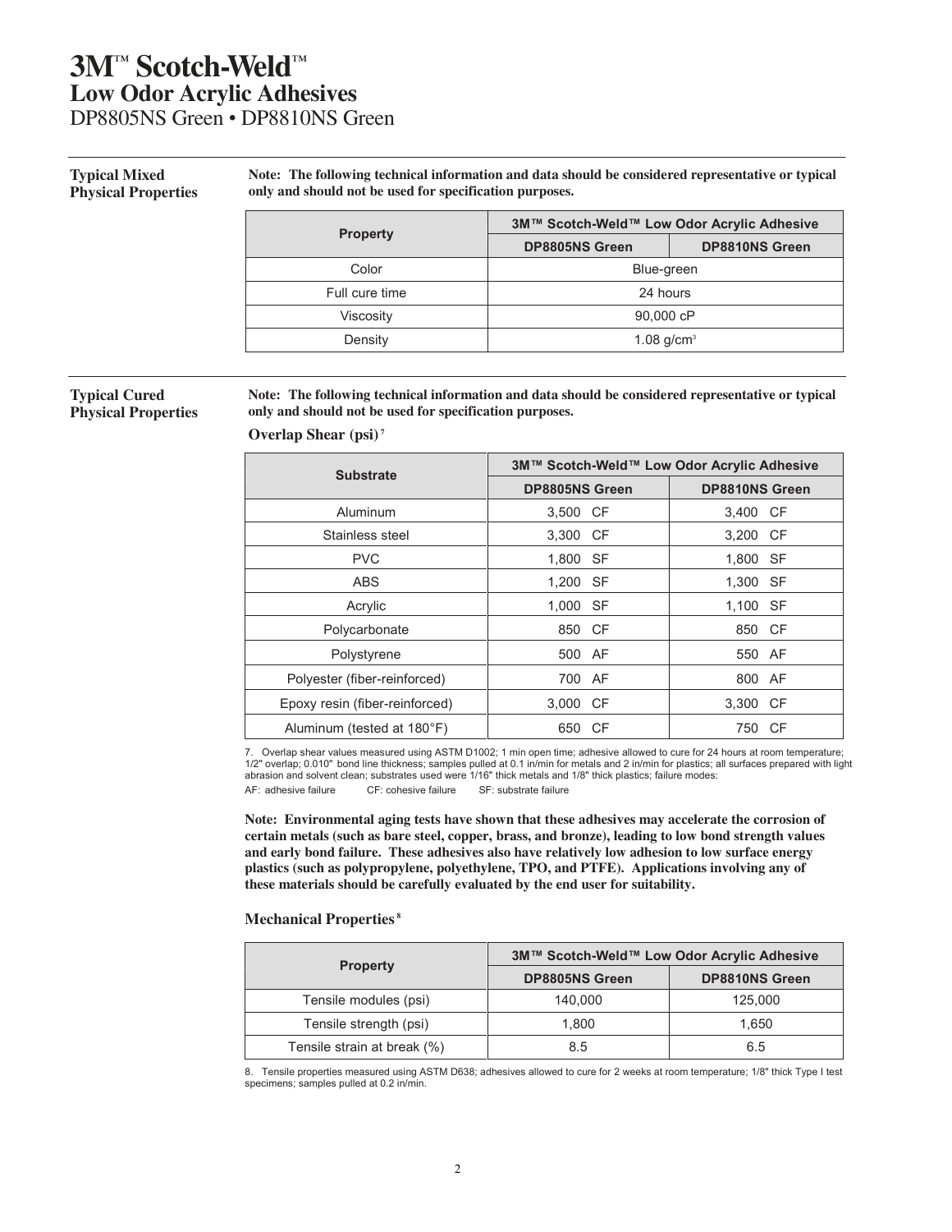# 3M™ Scotch-Weld™
## Low Odor Acrylic Adhesives
DP8805NS Green • DP8810NS Green

### Typical Mixed Physical Properties

**Note: The following technical information and data should be considered representative or typical only and should not be used for specification purposes.**

| Property | 3M™ Scotch-Weld™ Low Odor Acrylic Adhesive | |
|---|---|---|
| | DP8805NS Green | DP8810NS Green |
| Color | Blue-green | |
| Full cure time | 24 hours | |
| Viscosity | 90,000 cP | |
| Density | 1.08 g/cm³ | |

### Typical Cured Physical Properties

**Note: The following technical information and data should be considered representative or typical only and should not be used for specification purposes.**

**Overlap Shear (psi)**[7]

| Substrate | 3M™ Scotch-Weld™ Low Odor Acrylic Adhesive | |
|---|---|---|
| | DP8805NS Green | DP8810NS Green |
| Aluminum | 3,500 CF | 3,400 CF |
| Stainless steel | 3,300 CF | 3,200 CF |
| PVC | 1,800 SF | 1,800 SF |
| ABS | 1,200 SF | 1,300 SF |
| Acrylic | 1,000 SF | 1,100 SF |
| Polycarbonate | 850 CF | 850 CF |
| Polystyrene | 500 AF | 550 AF |
| Polyester (fiber-reinforced) | 700 AF | 800 AF |
| Epoxy resin (fiber-reinforced) | 3,000 CF | 3,300 CF |
| Aluminum (tested at 180°F) | 650 CF | 750 CF |

7. Overlap shear values measured using ASTM D1002; 1 min open time; adhesive allowed to cure for 24 hours at room temperature; 1/2" overlap; 0.010" bond line thickness; samples pulled at 0.1 in/min for metals and 2 in/min for plastics; all surfaces prepared with light abrasion and solvent clean; substrates used were 1/16" thick metals and 1/8" thick plastics; failure modes:
AF: adhesive failure  CF: cohesive failure  SF: substrate failure

**Note: Environmental aging tests have shown that these adhesives may accelerate the corrosion of certain metals (such as bare steel, copper, brass, and bronze), leading to low bond strength values and early bond failure. These adhesives also have relatively low adhesion to low surface energy plastics (such as polypropylene, polyethylene, TPO, and PTFE). Applications involving any of these materials should be carefully evaluated by the end user for suitability.**

**Mechanical Properties**[8]

| Property | 3M™ Scotch-Weld™ Low Odor Acrylic Adhesive | |
|---|---|---|
| | DP8805NS Green | DP8810NS Green |
| Tensile modules (psi) | 140,000 | 125,000 |
| Tensile strength (psi) | 1,800 | 1,650 |
| Tensile strain at break (%) | 8.5 | 6.5 |

8. Tensile properties measured using ASTM D638; adhesives allowed to cure for 2 weeks at room temperature; 1/8" thick Type I test specimens; samples pulled at 0.2 in/min.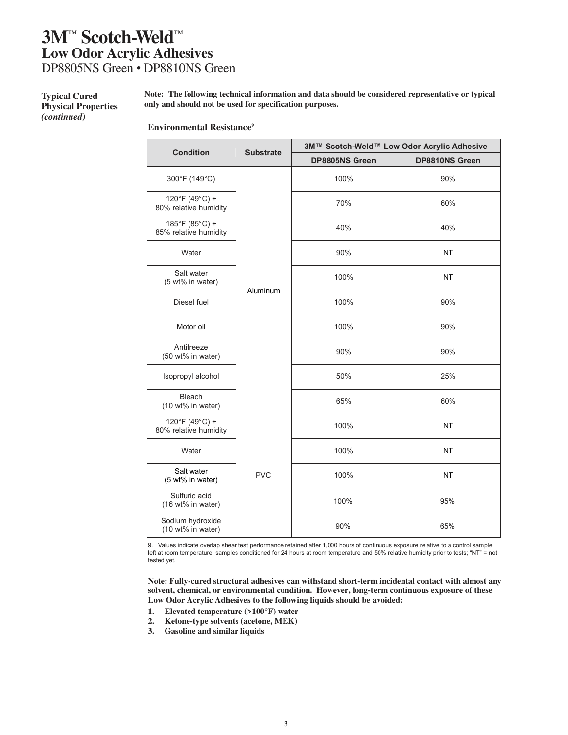# 3M™ Scotch-Weld™
## Low Odor Acrylic Adhesives
DP8805NS Green • DP8810NS Green

**Typical Cured Physical Properties** *(continued)*

**Note: The following technical information and data should be considered representative or typical only and should not be used for specification purposes.**

### Environmental Resistance[9]

| Condition | Substrate | 3M™ Scotch-Weld™ Low Odor Acrylic Adhesive | |
|---|---|---|---|
| | | DP8805NS Green | DP8810NS Green |
| 300°F (149°C) | Aluminum | 100% | 90% |
| 120°F (49°C) + 80% relative humidity | Aluminum | 70% | 60% |
| 185°F (85°C) + 85% relative humidity | Aluminum | 40% | 40% |
| Water | Aluminum | 90% | NT |
| Salt water (5 wt% in water) | Aluminum | 100% | NT |
| Diesel fuel | Aluminum | 100% | 90% |
| Motor oil | Aluminum | 100% | 90% |
| Antifreeze (50 wt% in water) | Aluminum | 90% | 90% |
| Isopropyl alcohol | Aluminum | 50% | 25% |
| Bleach (10 wt% in water) | Aluminum | 65% | 60% |
| 120°F (49°C) + 80% relative humidity | PVC | 100% | NT |
| Water | PVC | 100% | NT |
| Salt water (5 wt% in water) | PVC | 100% | NT |
| Sulfuric acid (16 wt% in water) | PVC | 100% | 95% |
| Sodium hydroxide (10 wt% in water) | PVC | 90% | 65% |

9. Values indicate overlap shear test performance retained after 1,000 hours of continuous exposure relative to a control sample left at room temperature; samples conditioned for 24 hours at room temperature and 50% relative humidity prior to tests; "NT" = not tested yet.

**Note: Fully-cured structural adhesives can withstand short-term incidental contact with almost any solvent, chemical, or environmental condition. However, long-term continuous exposure of these Low Odor Acrylic Adhesives to the following liquids should be avoided:**

1. **Elevated temperature (>100°F) water**
2. **Ketone-type solvents (acetone, MEK)**
3. **Gasoline and similar liquids**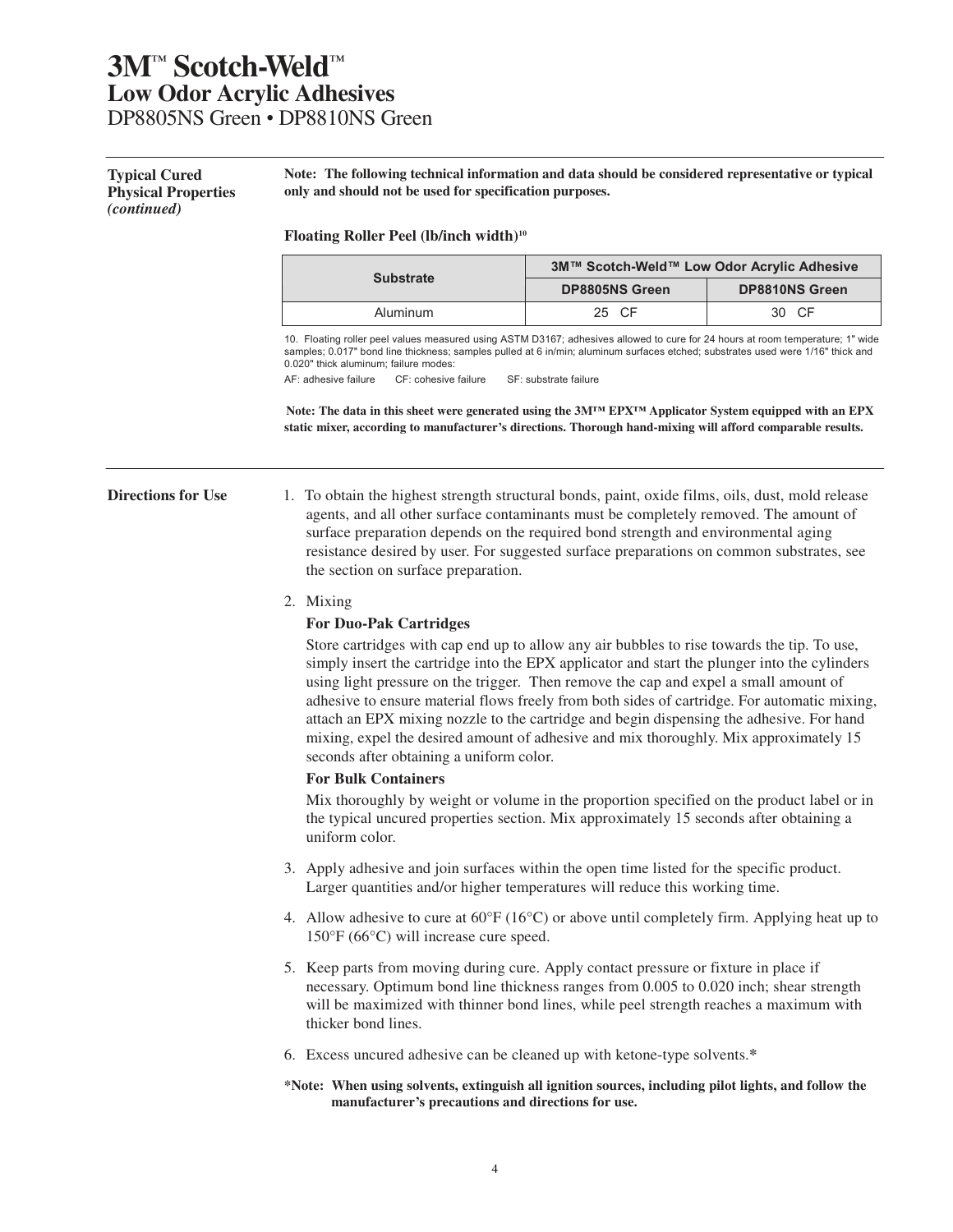# 3M™ Scotch-Weld™
## Low Odor Acrylic Adhesives
DP8805NS Green • DP8810NS Green

**Typical Cured Physical Properties** *(continued)*

**Note: The following technical information and data should be considered representative or typical only and should not be used for specification purposes.**

**Floating Roller Peel (lb/inch width)[10]**

| Substrate | 3M™ Scotch-Weld™ Low Odor Acrylic Adhesive | |
|---|---|---|
| | DP8805NS Green | DP8810NS Green |
| Aluminum | 25 CF | 30 CF |

10. Floating roller peel values measured using ASTM D3167; adhesives allowed to cure for 24 hours at room temperature; 1" wide samples; 0.017" bond line thickness; samples pulled at 6 in/min; aluminum surfaces etched; substrates used were 1/16" thick and 0.020" thick aluminum; failure modes:

AF: adhesive failure CF: cohesive failure SF: substrate failure

**Note: The data in this sheet were generated using the 3M™ EPX™ Applicator System equipped with an EPX static mixer, according to manufacturer's directions. Thorough hand-mixing will afford comparable results.**

**Directions for Use**

1. To obtain the highest strength structural bonds, paint, oxide films, oils, dust, mold release agents, and all other surface contaminants must be completely removed. The amount of surface preparation depends on the required bond strength and environmental aging resistance desired by user. For suggested surface preparations on common substrates, see the section on surface preparation.

2. Mixing

   **For Duo-Pak Cartridges**

   Store cartridges with cap end up to allow any air bubbles to rise towards the tip. To use, simply insert the cartridge into the EPX applicator and start the plunger into the cylinders using light pressure on the trigger. Then remove the cap and expel a small amount of adhesive to ensure material flows freely from both sides of cartridge. For automatic mixing, attach an EPX mixing nozzle to the cartridge and begin dispensing the adhesive. For hand mixing, expel the desired amount of adhesive and mix thoroughly. Mix approximately 15 seconds after obtaining a uniform color.

   **For Bulk Containers**

   Mix thoroughly by weight or volume in the proportion specified on the product label or in the typical uncured properties section. Mix approximately 15 seconds after obtaining a uniform color.

3. Apply adhesive and join surfaces within the open time listed for the specific product. Larger quantities and/or higher temperatures will reduce this working time.

4. Allow adhesive to cure at 60°F (16°C) or above until completely firm. Applying heat up to 150°F (66°C) will increase cure speed.

5. Keep parts from moving during cure. Apply contact pressure or fixture in place if necessary. Optimum bond line thickness ranges from 0.005 to 0.020 inch; shear strength will be maximized with thinner bond lines, while peel strength reaches a maximum with thicker bond lines.

6. Excess uncured adhesive can be cleaned up with ketone-type solvents.*

***Note: When using solvents, extinguish all ignition sources, including pilot lights, and follow the manufacturer's precautions and directions for use.**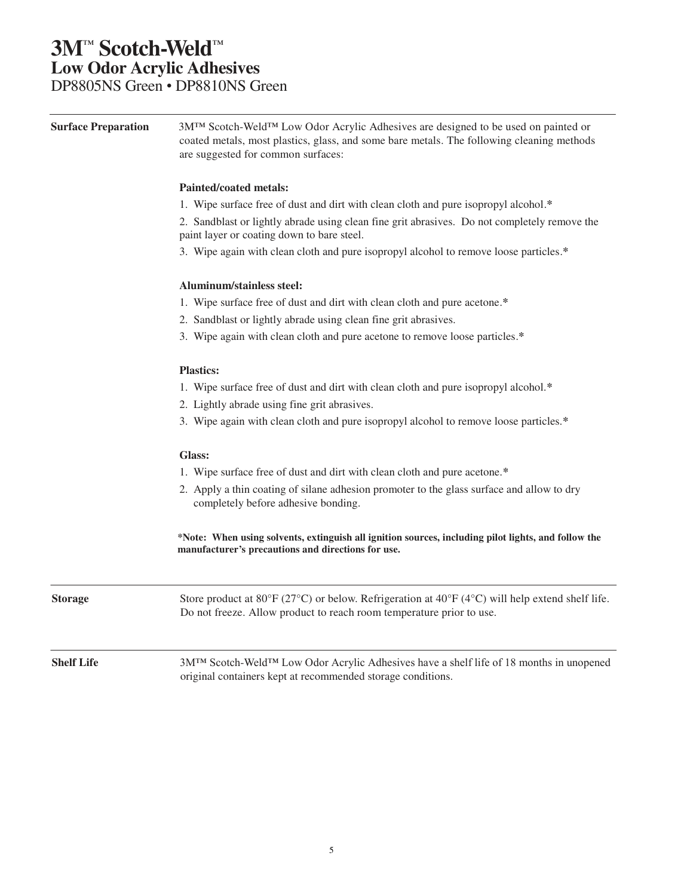# 3M™ Scotch-Weld™

## Low Odor Acrylic Adhesives

DP8805NS Green • DP8810NS Green

---

**Surface Preparation**

3M™ Scotch-Weld™ Low Odor Acrylic Adhesives are designed to be used on painted or coated metals, most plastics, glass, and some bare metals. The following cleaning methods are suggested for common surfaces:

**Painted/coated metals:**

1. Wipe surface free of dust and dirt with clean cloth and pure isopropyl alcohol.*
2. Sandblast or lightly abrade using clean fine grit abrasives. Do not completely remove the paint layer or coating down to bare steel.
3. Wipe again with clean cloth and pure isopropyl alcohol to remove loose particles.*

**Aluminum/stainless steel:**

1. Wipe surface free of dust and dirt with clean cloth and pure acetone.*
2. Sandblast or lightly abrade using clean fine grit abrasives.
3. Wipe again with clean cloth and pure acetone to remove loose particles.*

**Plastics:**

1. Wipe surface free of dust and dirt with clean cloth and pure isopropyl alcohol.*
2. Lightly abrade using fine grit abrasives.
3. Wipe again with clean cloth and pure isopropyl alcohol to remove loose particles.*

**Glass:**

1. Wipe surface free of dust and dirt with clean cloth and pure acetone.*
2. Apply a thin coating of silane adhesion promoter to the glass surface and allow to dry completely before adhesive bonding.

**\*Note: When using solvents, extinguish all ignition sources, including pilot lights, and follow the manufacturer's precautions and directions for use.**

---

**Storage**

Store product at 80°F (27°C) or below. Refrigeration at 40°F (4°C) will help extend shelf life. Do not freeze. Allow product to reach room temperature prior to use.

---

**Shelf Life**

3M™ Scotch-Weld™ Low Odor Acrylic Adhesives have a shelf life of 18 months in unopened original containers kept at recommended storage conditions.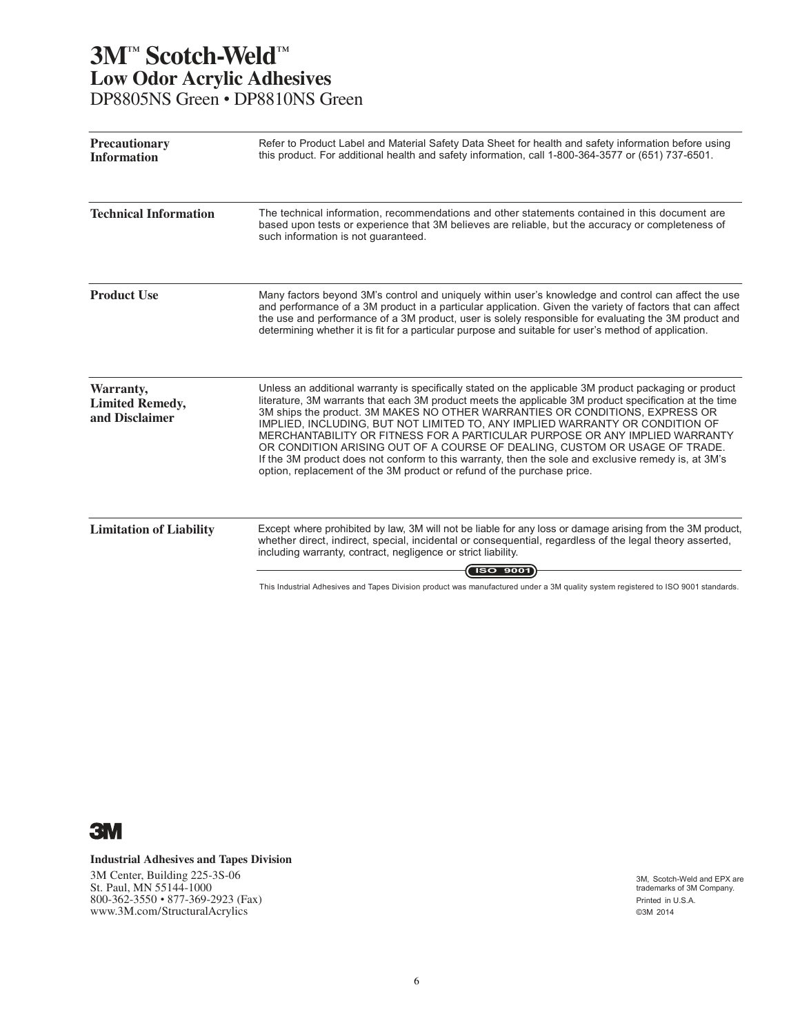# 3M™ Scotch-Weld™
## Low Odor Acrylic Adhesives
DP8805NS Green • DP8810NS Green

**Precautionary Information**

Refer to Product Label and Material Safety Data Sheet for health and safety information before using this product. For additional health and safety information, call 1-800-364-3577 or (651) 737-6501.

**Technical Information**

The technical information, recommendations and other statements contained in this document are based upon tests or experience that 3M believes are reliable, but the accuracy or completeness of such information is not guaranteed.

**Product Use**

Many factors beyond 3M's control and uniquely within user's knowledge and control can affect the use and performance of a 3M product in a particular application. Given the variety of factors that can affect the use and performance of a 3M product, user is solely responsible for evaluating the 3M product and determining whether it is fit for a particular purpose and suitable for user's method of application.

**Warranty, Limited Remedy, and Disclaimer**

Unless an additional warranty is specifically stated on the applicable 3M product packaging or product literature, 3M warrants that each 3M product meets the applicable 3M product specification at the time 3M ships the product. 3M MAKES NO OTHER WARRANTIES OR CONDITIONS, EXPRESS OR IMPLIED, INCLUDING, BUT NOT LIMITED TO, ANY IMPLIED WARRANTY OR CONDITION OF MERCHANTABILITY OR FITNESS FOR A PARTICULAR PURPOSE OR ANY IMPLIED WARRANTY OR CONDITION ARISING OUT OF A COURSE OF DEALING, CUSTOM OR USAGE OF TRADE. If the 3M product does not conform to this warranty, then the sole and exclusive remedy is, at 3M's option, replacement of the 3M product or refund of the purchase price.

**Limitation of Liability**

Except where prohibited by law, 3M will not be liable for any loss or damage arising from the 3M product, whether direct, indirect, special, incidental or consequential, regardless of the legal theory asserted, including warranty, contract, negligence or strict liability.

ISO 9001

This Industrial Adhesives and Tapes Division product was manufactured under a 3M quality system registered to ISO 9001 standards.

3M

**Industrial Adhesives and Tapes Division**

3M Center, Building 225-3S-06
St. Paul, MN 55144-1000
800-362-3550 • 877-369-2923 (Fax)
www.3M.com/StructuralAcrylics

3M, Scotch-Weld and EPX are trademarks of 3M Company.
Printed in U.S.A.
©3M 2014